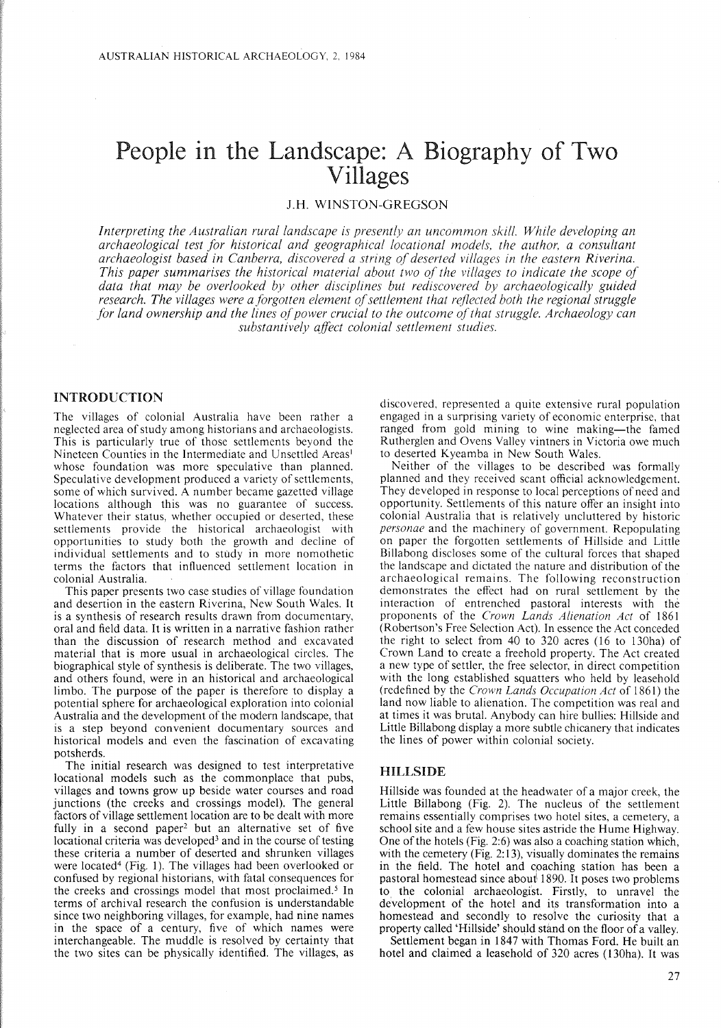# People in the Landscape: A Biography of Two Villages

J.H. WINSTON-GREGSON

*Interpreting the Australian rural landscape is presently an uncommon skill. While developing an archaeological test for historical and geographical locational models, the author, a consultant archaeologist based in Canberra, discovered a string of deserted villages in the eastern Riverina. This paper summarises the historical material about two of the villages to indicate the scope of data that may be overlooked by other disciplines but rediscovered by archaeologically guided research. The villages were a forgotten element of settlement that reflected both the regional struggle for land ownership and the lines of power crucial to the outcome of that struggle. Archaeology can substantively affect colonial settlement studies.*

## INTRODUCTION

The villages of colonial Australia have been rather a neglected area of study among historians and archaeologists. This is particularly true of those settlements beyond the Nineteen Counties in the Intermediate and Unsettled Areas[1] whose foundation was more speculative than planned. Speculative development produced a variety of settlements, some of which survived. A number became gazetted village locations although this was no guarantee of success. Whatever their status, whether occupied or deserted, these settlements provide the historical archaeologist with opportunities to study both the growth and decline of individual settlements and to study in more nomothetic terms the factors that influenced settlement location in colonial Australia.

This paper presents two case studies of village foundation and desertion in the eastern Riverina, New South Wales. It is a synthesis of research results drawn from documentary, oral and field data. It is written in a narrative fashion rather than the discussion of research method and excavated material that is more usual in archaeological circles. The biographical style of synthesis is deliberate. The two villages, and others found, were in an historical and archaeological limbo. The purpose of the paper is therefore to display a potential sphere for archaeological exploration into colonial Australia and the development of the modern landscape, that is a step beyond convenient documentary sources and historical models and even the fascination of excavating potsherds.

The initial research was designed to test interpretative locational models such as the commonplace that pubs, villages and towns grow up beside water courses and road junctions (the creeks and crossings model). The general factors of village settlement location are to be dealt with more fully in a second paper[2] but an alternative set of five locational criteria was developed[3] and in the course of testing these criteria a number of deserted and shrunken villages were located[4] (Fig. 1). The villages had been overlooked or confused by regional historians, with fatal consequences for the creeks and crossings model that most proclaimed.[5] In terms of archival research the confusion is understandable since two neighboring villages, for example, had nine names in the space of a century, five of which names were interchangeable. The muddle is resolved by certainty that the two sites can be physically identified. The villages, as discovered, represented a quite extensive rural population engaged in a surprising variety of economic enterprise, that ranged from gold mining to wine making—the famed Rutherglen and Ovens Valley vintners in Victoria owe much to deserted Kyeamba in New South Wales.

Neither of the villages to be described was formally planned and they received scant official acknowledgement. They developed in response to local perceptions of need and opportunity. Settlements of this nature offer an insight into colonial Australia that is relatively uncluttered by historic *personae* and the machinery of government. Repopulating on paper the forgotten settlements of Hillside and Little Billabong discloses some of the cultural forces that shaped the landscape and dictated the nature and distribution of the archaeological remains. The following reconstruction demonstrates the effect had on rural settlement by the interaction of entrenched pastoral interests with the proponents of the *Crown Lands Alienation Act* of 1861 (Robertson's Free Selection Act). In essence the Act conceded the right to select from 40 to 320 acres (16 to 130ha) of Crown Land to create a freehold property. The Act created a new type of settler, the free selector, in direct competition with the long established squatters who held by leasehold (redefined by the *Crown Lands Occupation Act* of 1861) the land now liable to alienation. The competition was real and at times it was brutal. Anybody can hire bullies: Hillside and Little Billabong display a more subtle chicanery that indicates the lines of power within colonial society.

## HILLSIDE

Hillside was founded at the headwater of a major creek, the Little Billabong (Fig. 2). The nucleus of the settlement remains essentially comprises two hotel sites, a cemetery, a school site and a few house sites astride the Hume Highway. One of the hotels (Fig. 2:6) was also a coaching station which, with the cemetery (Fig. 2:13), visually dominates the remains in the field. The hotel and coaching station has been a pastoral homestead since about 1890. It poses two problems to the colonial archaeologist. Firstly, to unravel the development of the hotel and its transformation into a homestead and secondly to resolve the curiosity that a property called 'Hillside' should stand on the floor of a valley.

Settlement began in 1847 with Thomas Ford. He built an hotel and claimed a leasehold of 320 acres (130ha). It was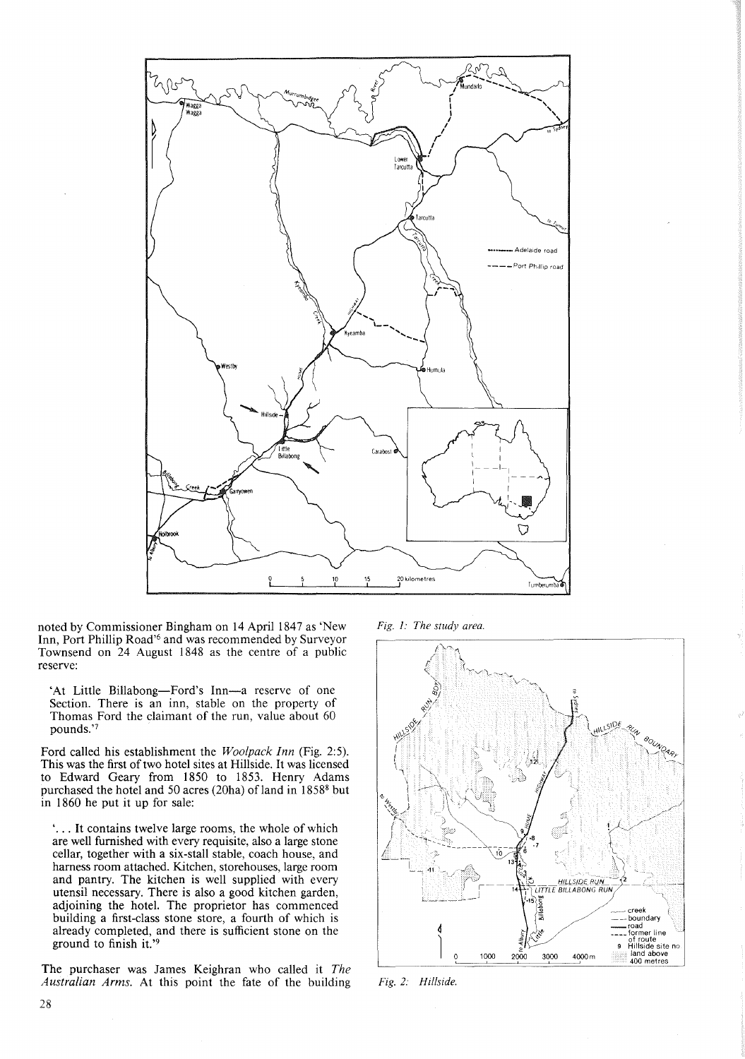noted by Commissioner Bingham on 14 April 1847 as 'New Inn, Port Phillip Road'[6] and was recommended by Surveyor Townsend on 24 August 1848 as the centre of a public reserve:

> 'At Little Billabong—Ford's Inn—a reserve of one Section. There is an inn, stable on the property of Thomas Ford the claimant of the run, value about 60 pounds.'[7]

Ford called his establishment the *Woolpack Inn* (Fig. 2:5). This was the first of two hotel sites at Hillside. It was licensed to Edward Geary from 1850 to 1853. Henry Adams purchased the hotel and 50 acres (20ha) of land in 1858[8] but in 1860 he put it up for sale:

> '. . . It contains twelve large rooms, the whole of which are well furnished with every requisite, also a large stone cellar, together with a six-stall stable, coach house, and harness room attached. Kitchen, storehouses, large room and pantry. The kitchen is well supplied with every utensil necessary. There is also a good kitchen garden, adjoining the hotel. The proprietor has commenced building a first-class stone store, a fourth of which is already completed, and there is sufficient stone on the ground to finish it.'[9]

The purchaser was James Keighran who called it *The Australian Arms*. At this point the fate of the building

*Fig. 1: The study area.*

*Fig. 2: Hillside.*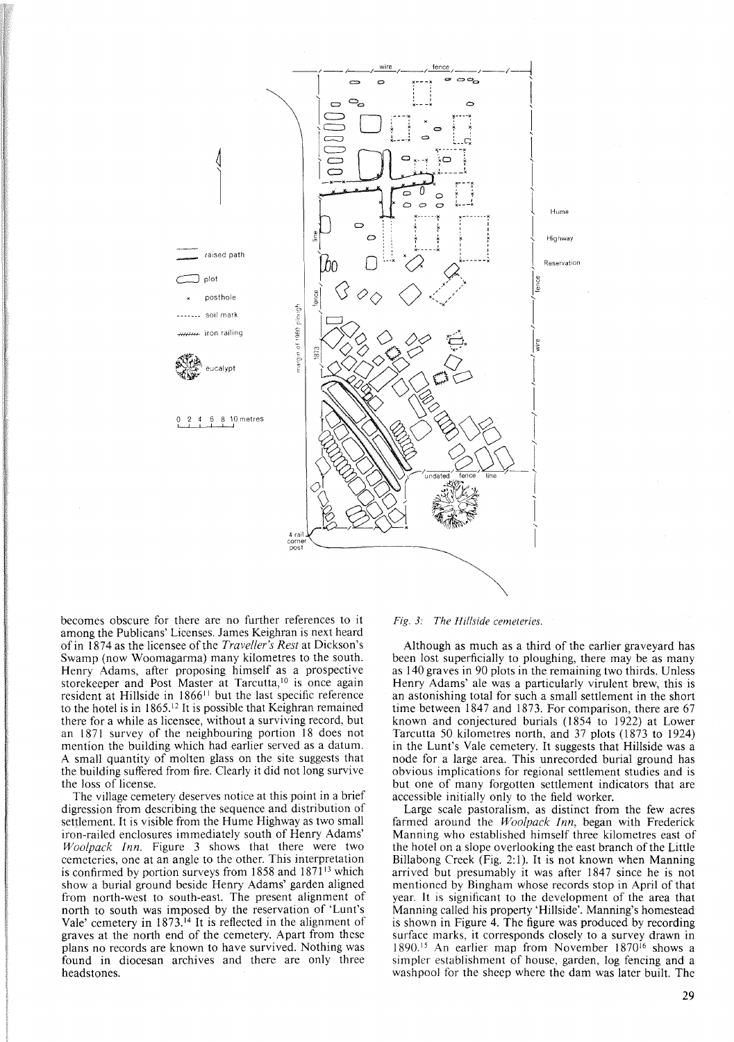raised path

plot

× posthole

soil mark

iron railing

eucalypt

0 2 4 6 8 10 metres

wire fence

Hume Highway Reservation

margin of 1980 plough

fence 1873

line

fence

wire

undated fence line

4 rail corner post

*Fig. 3: The Hillside cemeteries.*

becomes obscure for there are no further references to it among the Publicans' Licenses. James Keighran is next heard of in 1874 as the licensee of the *Traveller's Rest* at Dickson's Swamp (now Woomagarma) many kilometres to the south. Henry Adams, after proposing himself as a prospective storekeeper and Post Master at Tarcutta,[10] is once again resident at Hillside in 1866[11] but the last specific reference to the hotel is in 1865.[12] It is possible that Keighran remained there for a while as licensee, without a surviving record, but an 1871 survey of the neighbouring portion 18 does not mention the building which had earlier served as a datum. A small quantity of molten glass on the site suggests that the building suffered from fire. Clearly it did not long survive the loss of license.

The village cemetery deserves notice at this point in a brief digression from describing the sequence and distribution of settlement. It is visible from the Hume Highway as two small iron-railed enclosures immediately south of Henry Adams' *Woolpack Inn*. Figure 3 shows that there were two cemeteries, one at an angle to the other. This interpretation is confirmed by portion surveys from 1858 and 1871[13] which show a burial ground beside Henry Adams' garden aligned from north-west to south-east. The present alignment of north to south was imposed by the reservation of 'Lunt's Vale' cemetery in 1873.[14] It is reflected in the alignment of graves at the north end of the cemetery. Apart from these plans no records are known to have survived. Nothing was found in diocesan archives and there are only three headstones.

Although as much as a third of the earlier graveyard has been lost superficially to ploughing, there may be as many as 140 graves in 90 plots in the remaining two thirds. Unless Henry Adams' ale was a particularly virulent brew, this is an astonishing total for such a small settlement in the short time between 1847 and 1873. For comparison, there are 67 known and conjectured burials (1854 to 1922) at Lower Tarcutta 50 kilometres north, and 37 plots (1873 to 1924) in the Lunt's Vale cemetery. It suggests that Hillside was a node for a large area. This unrecorded burial ground has obvious implications for regional settlement studies and is but one of many forgotten settlement indicators that are accessible initially only to the field worker.

Large scale pastoralism, as distinct from the few acres farmed around the *Woolpack Inn*, began with Frederick Manning who established himself three kilometres east of the hotel on a slope overlooking the east branch of the Little Billabong Creek (Fig. 2:1). It is not known when Manning arrived but presumably it was after 1847 since he is not mentioned by Bingham whose records stop in April of that year. It is significant to the development of the area that Manning called his property 'Hillside'. Manning's homestead is shown in Figure 4. The figure was produced by recording surface marks, it corresponds closely to a survey drawn in 1890.[15] An earlier map from November 1870[16] shows a simpler establishment of house, garden, log fencing and a washpool for the sheep where the dam was later built. The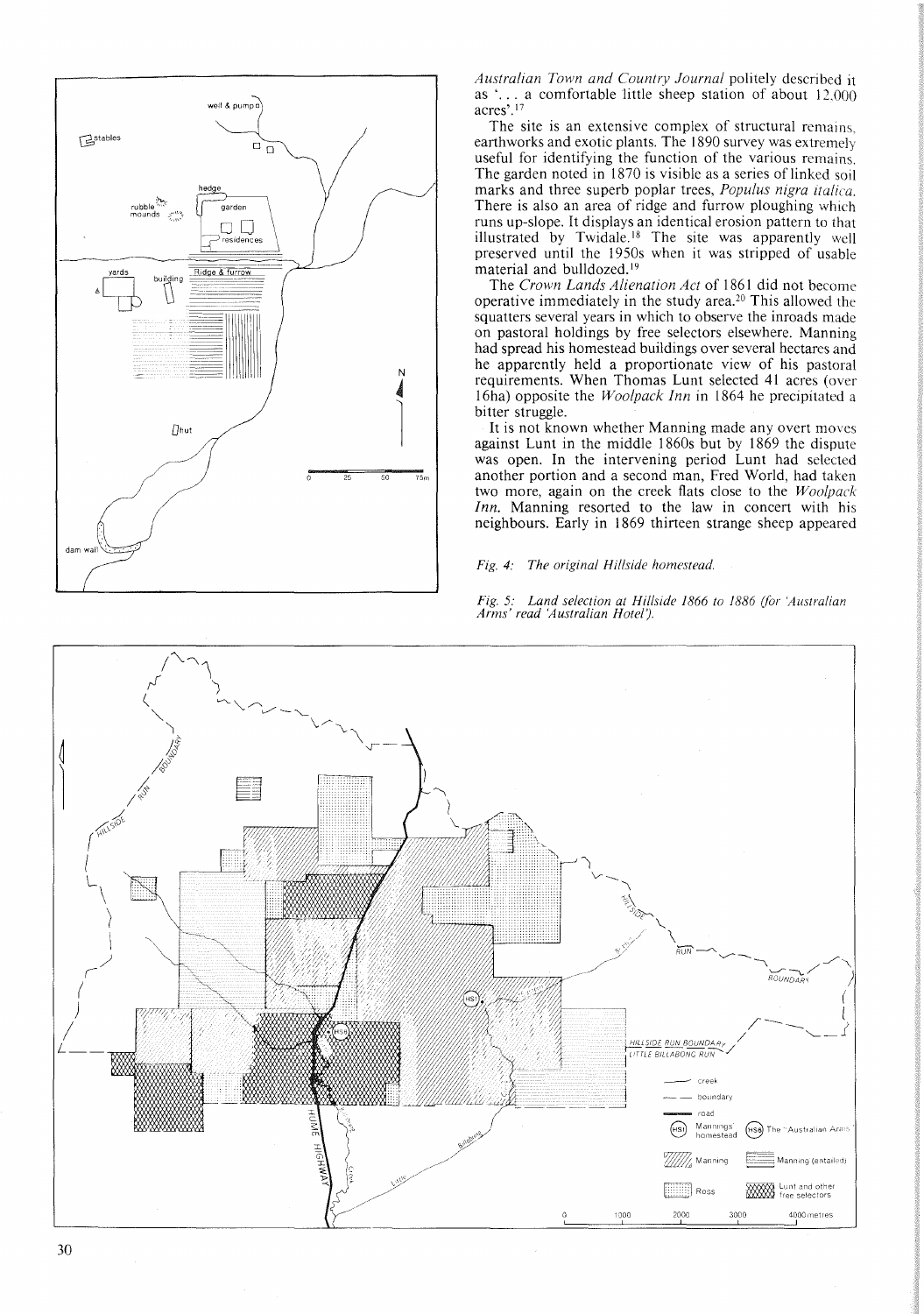*Australian Town and Country Journal* politely described it as '. . . a comfortable little sheep station of about 12,000 acres'.[17]

The site is an extensive complex of structural remains, earthworks and exotic plants. The 1890 survey was extremely useful for identifying the function of the various remains. The garden noted in 1870 is visible as a series of linked soil marks and three superb poplar trees, *Populus nigra italica*. There is also an area of ridge and furrow ploughing which runs up-slope. It displays an identical erosion pattern to that illustrated by Twidale.[18] The site was apparently well preserved until the 1950s when it was stripped of usable material and bulldozed.[19]

The *Crown Lands Alienation Act* of 1861 did not become operative immediately in the study area.[20] This allowed the squatters several years in which to observe the inroads made on pastoral holdings by free selectors elsewhere. Manning had spread his homestead buildings over several hectares and he apparently held a proportionate view of his pastoral requirements. When Thomas Lunt selected 41 acres (over 16ha) opposite the *Woolpack Inn* in 1864 he precipitated a bitter struggle.

It is not known whether Manning made any overt moves against Lunt in the middle 1860s but by 1869 the dispute was open. In the intervening period Lunt had selected another portion and a second man, Fred World, had taken two more, again on the creek flats close to the *Woolpack Inn*. Manning resorted to the law in concert with his neighbours. Early in 1869 thirteen strange sheep appeared

well & pump
stables
hedge
rubble mounds
garden
residences
yards
building
Ridge & furrow
hut
dam wall
N
0 25 50 75m

*Fig. 4: The original Hillside homestead.*

*Fig. 5: Land selection at Hillside 1866 to 1886 (for 'Australian Arms' read 'Australian Hotel').*

HILLSIDE RUN BOUNDARY
HILLSIDE RUN BOUNDARY
HILLSIDE RUN BOUNDARY
LITTLE BILLABONG RUN
HUME HIGHWAY
HS1
HS6
creek
boundary
road
HS1 Mannings' homestead
HS6 The "Australian Arms"
Manning
Manning (entailed)
Ross
Lunt and other free selectors
0 1000 2000 3000 4000 metres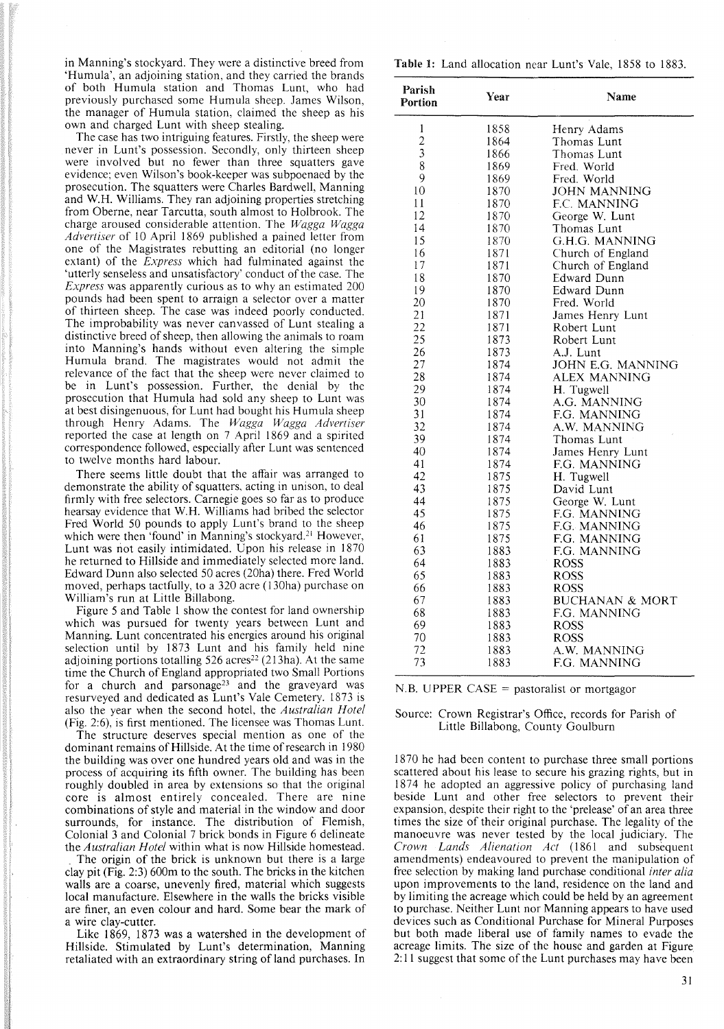in Manning's stockyard. They were a distinctive breed from 'Humula', an adjoining station, and they carried the brands of both Humula station and Thomas Lunt, who had previously purchased some Humula sheep. James Wilson, the manager of Humula station, claimed the sheep as his own and charged Lunt with sheep stealing.

The case has two intriguing features. Firstly, the sheep were never in Lunt's possession. Secondly, only thirteen sheep were involved but no fewer than three squatters gave evidence; even Wilson's book-keeper was subpoenaed by the prosecution. The squatters were Charles Bardwell, Manning and W.H. Williams. They ran adjoining properties stretching from Oberne, near Tarcutta, south almost to Holbrook. The charge aroused considerable attention. The *Wagga Wagga Advertiser* of 10 April 1869 published a pained letter from one of the Magistrates rebutting an editorial (no longer extant) of the *Express* which had fulminated against the 'utterly senseless and unsatisfactory' conduct of the case. The *Express* was apparently curious as to why an estimated 200 pounds had been spent to arraign a selector over a matter of thirteen sheep. The case was indeed poorly conducted. The improbability was never canvassed of Lunt stealing a distinctive breed of sheep, then allowing the animals to roam into Manning's hands without even altering the simple Humula brand. The magistrates would not admit the relevance of the fact that the sheep were never claimed to be in Lunt's possession. Further, the denial by the prosecution that Humula had sold any sheep to Lunt was at best disingenuous, for Lunt had bought his Humula sheep through Henry Adams. The *Wagga Wagga Advertiser* reported the case at length on 7 April 1869 and a spirited correspondence followed, especially after Lunt was sentenced to twelve months hard labour.

There seems little doubt that the affair was arranged to demonstrate the ability of squatters, acting in unison, to deal firmly with free selectors. Carnegie goes so far as to produce hearsay evidence that W.H. Williams had bribed the selector Fred World 50 pounds to apply Lunt's brand to the sheep which were then 'found' in Manning's stockyard.[21] However, Lunt was not easily intimidated. Upon his release in 1870 he returned to Hillside and immediately selected more land. Edward Dunn also selected 50 acres (20ha) there. Fred World moved, perhaps tactfully, to a 320 acre (130ha) purchase on William's run at Little Billabong.

Figure 5 and Table 1 show the contest for land ownership which was pursued for twenty years between Lunt and Manning. Lunt concentrated his energies around his original selection until by 1873 Lunt and his family held nine adjoining portions totalling 526 acres[22] (213ha). At the same time the Church of England appropriated two Small Portions for a church and parsonage[23] and the graveyard was resurveyed and dedicated as Lunt's Vale Cemetery. 1873 is also the year when the second hotel, the *Australian Hotel* (Fig. 2:6), is first mentioned. The licensee was Thomas Lunt.

The structure deserves special mention as one of the dominant remains of Hillside. At the time of research in 1980 the building was over one hundred years old and was in the process of acquiring its fifth owner. The building has been roughly doubled in area by extensions so that the original core is almost entirely concealed. There are nine combinations of style and material in the window and door surrounds, for instance. The distribution of Flemish, Colonial 3 and Colonial 7 brick bonds in Figure 6 delineate the *Australian Hotel* within what is now Hillside homestead.

The origin of the brick is unknown but there is a large clay pit (Fig. 2:3) 600m to the south. The bricks in the kitchen walls are a coarse, unevenly fired, material which suggests local manufacture. Elsewhere in the walls the bricks visible are finer, an even colour and hard. Some bear the mark of a wire clay-cutter.

Like 1869, 1873 was a watershed in the development of Hillside. Stimulated by Lunt's determination, Manning retaliated with an extraordinary string of land purchases. In 1870 he had been content to purchase three small portions scattered about his lease to secure his grazing rights, but in 1874 he adopted an aggressive policy of purchasing land beside Lunt and other free selectors to prevent their expansion, despite their right to the 'prelease' of an area three times the size of their original purchase. The legality of the manoeuvre was never tested by the local judiciary. The *Crown Lands Alienation Act* (1861 and subsequent amendments) endeavoured to prevent the manipulation of free selection by making land purchase conditional *inter alia* upon improvements to the land, residence on the land and by limiting the acreage which could be held by an agreement to purchase. Neither Lunt nor Manning appears to have used devices such as Conditional Purchase for Mineral Purposes but both made liberal use of family names to evade the acreage limits. The size of the house and garden at Figure 2:11 suggest that some of the Lunt purchases may have been

**Table 1:** Land allocation near Lunt's Vale, 1858 to 1883.

| Parish Portion | Year | Name |
|---|---|---|
| 1 | 1858 | Henry Adams |
| 2 | 1864 | Thomas Lunt |
| 3 | 1866 | Thomas Lunt |
| 8 | 1869 | Fred. World |
| 9 | 1869 | Fred. World |
| 10 | 1870 | JOHN MANNING |
| 11 | 1870 | F.C. MANNING |
| 12 | 1870 | George W. Lunt |
| 14 | 1870 | Thomas Lunt |
| 15 | 1870 | G.H.G. MANNING |
| 16 | 1871 | Church of England |
| 17 | 1871 | Church of England |
| 18 | 1870 | Edward Dunn |
| 19 | 1870 | Edward Dunn |
| 20 | 1870 | Fred. World |
| 21 | 1871 | James Henry Lunt |
| 22 | 1871 | Robert Lunt |
| 25 | 1873 | Robert Lunt |
| 26 | 1873 | A.J. Lunt |
| 27 | 1874 | JOHN E.G. MANNING |
| 28 | 1874 | ALEX MANNING |
| 29 | 1874 | H. Tugwell |
| 30 | 1874 | A.G. MANNING |
| 31 | 1874 | F.G. MANNING |
| 32 | 1874 | A.W. MANNING |
| 39 | 1874 | Thomas Lunt |
| 40 | 1874 | James Henry Lunt |
| 41 | 1874 | F.G. MANNING |
| 42 | 1875 | H. Tugwell |
| 43 | 1875 | David Lunt |
| 44 | 1875 | George W. Lunt |
| 45 | 1875 | F.G. MANNING |
| 46 | 1875 | F.G. MANNING |
| 61 | 1875 | F.G. MANNING |
| 63 | 1883 | F.G. MANNING |
| 64 | 1883 | ROSS |
| 65 | 1883 | ROSS |
| 66 | 1883 | ROSS |
| 67 | 1883 | BUCHANAN & MORT |
| 68 | 1883 | F.G. MANNING |
| 69 | 1883 | ROSS |
| 70 | 1883 | ROSS |
| 72 | 1883 | A.W. MANNING |
| 73 | 1883 | F.G. MANNING |

N.B. UPPER CASE = pastoralist or mortgagor

Source: Crown Registrar's Office, records for Parish of Little Billabong, County Goulburn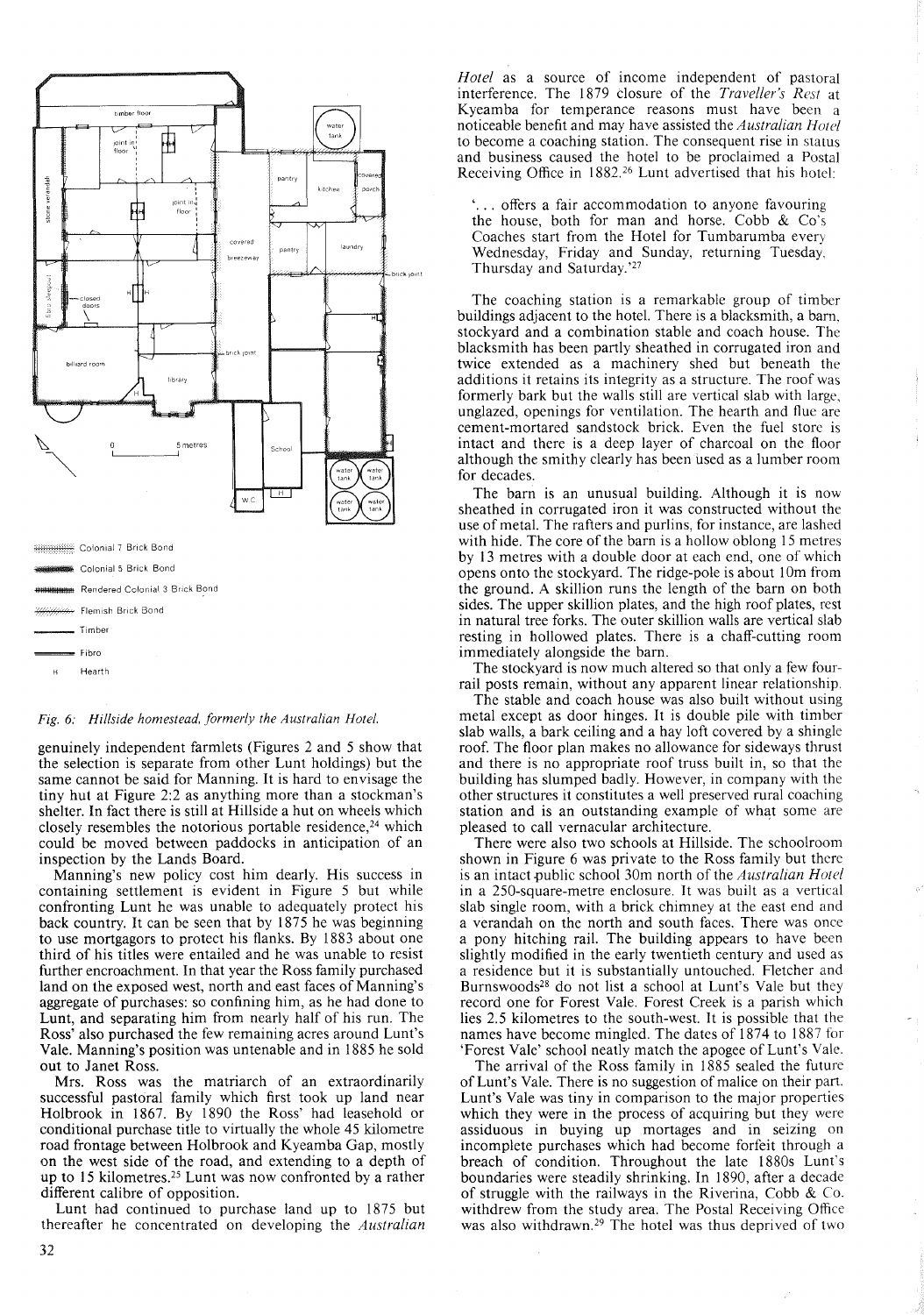timber floor

joint in floor

joint in floor

stone verandah

fibro sleepout

closed doors

billiard room

library

covered breezeway

pantry

kitchen

covered porch

water tank

pantry

laundry

brick joint

brick joint

School

W.C.

H

water tank

water tank

water tank

water tank

0

5 metres

Colonial 7 Brick Bond

Colonial 5 Brick Bond

Rendered Colonial 3 Brick Bond

Flemish Brick Bond

Timber

Fibro

H Hearth

*Fig. 6: Hillside homestead, formerly the Australian Hotel.*

genuinely independent farmlets (Figures 2 and 5 show that the selection is separate from other Lunt holdings) but the same cannot be said for Manning. It is hard to envisage the tiny hut at Figure 2:2 as anything more than a stockman's shelter. In fact there is still at Hillside a hut on wheels which closely resembles the notorious portable residence,[24] which could be moved between paddocks in anticipation of an inspection by the Lands Board.

Manning's new policy cost him dearly. His success in containing settlement is evident in Figure 5 but while confronting Lunt he was unable to adequately protect his back country. It can be seen that by 1875 he was beginning to use mortgagors to protect his flanks. By 1883 about one third of his titles were entailed and he was unable to resist further encroachment. In that year the Ross family purchased land on the exposed west, north and east faces of Manning's aggregate of purchases: so confining him, as he had done to Lunt, and separating him from nearly half of his run. The Ross' also purchased the few remaining acres around Lunt's Vale. Manning's position was untenable and in 1885 he sold out to Janet Ross.

Mrs. Ross was the matriarch of an extraordinarily successful pastoral family which first took up land near Holbrook in 1867. By 1890 the Ross' had leasehold or conditional purchase title to virtually the whole 45 kilometre road frontage between Holbrook and Kyeamba Gap, mostly on the west side of the road, and extending to a depth of up to 15 kilometres.[25] Lunt was now confronted by a rather different calibre of opposition.

Lunt had continued to purchase land up to 1875 but thereafter he concentrated on developing the *Australian Hotel* as a source of income independent of pastoral interference. The 1879 closure of the *Traveller's Rest* at Kyeamba for temperance reasons must have been a noticeable benefit and may have assisted the *Australian Hotel* to become a coaching station. The consequent rise in status and business caused the hotel to be proclaimed a Postal Receiving Office in 1882.[26] Lunt advertised that his hotel:

> '. . . offers a fair accommodation to anyone favouring the house, both for man and horse. Cobb & Co's Coaches start from the Hotel for Tumbarumba every Wednesday, Friday and Sunday, returning Tuesday, Thursday and Saturday.'[27]

The coaching station is a remarkable group of timber buildings adjacent to the hotel. There is a blacksmith, a barn, stockyard and a combination stable and coach house. The blacksmith has been partly sheathed in corrugated iron and twice extended as a machinery shed but beneath the additions it retains its integrity as a structure. The roof was formerly bark but the walls still are vertical slab with large, unglazed, openings for ventilation. The hearth and flue are cement-mortared sandstock brick. Even the fuel store is intact and there is a deep layer of charcoal on the floor although the smithy clearly has been used as a lumber room for decades.

The barn is an unusual building. Although it is now sheathed in corrugated iron it was constructed without the use of metal. The rafters and purlins, for instance, are lashed with hide. The core of the barn is a hollow oblong 15 metres by 13 metres with a double door at each end, one of which opens onto the stockyard. The ridge-pole is about 10m from the ground. A skillion runs the length of the barn on both sides. The upper skillion plates, and the high roof plates, rest in natural tree forks. The outer skillion walls are vertical slab resting in hollowed plates. There is a chaff-cutting room immediately alongside the barn.

The stockyard is now much altered so that only a few four-rail posts remain, without any apparent linear relationship.

The stable and coach house was also built without using metal except as door hinges. It is double pile with timber slab walls, a bark ceiling and a hay loft covered by a shingle roof. The floor plan makes no allowance for sideways thrust and there is no appropriate roof truss built in, so that the building has slumped badly. However, in company with the other structures it constitutes a well preserved rural coaching station and is an outstanding example of what some are pleased to call vernacular architecture.

There were also two schools at Hillside. The schoolroom shown in Figure 6 was private to the Ross family but there is an intact public school 30m north of the *Australian Hotel* in a 250-square-metre enclosure. It was built as a vertical slab single room, with a brick chimney at the east end and a verandah on the north and south faces. There was once a pony hitching rail. The building appears to have been slightly modified in the early twentieth century and used as a residence but it is substantially untouched. Fletcher and Burnswoods[28] do not list a school at Lunt's Vale but they record one for Forest Vale. Forest Creek is a parish which lies 2.5 kilometres to the south-west. It is possible that the names have become mingled. The dates of 1874 to 1887 for 'Forest Vale' school neatly match the apogee of Lunt's Vale.

The arrival of the Ross family in 1885 sealed the future of Lunt's Vale. There is no suggestion of malice on their part. Lunt's Vale was tiny in comparison to the major properties which they were in the process of acquiring but they were assiduous in buying up mortages and in seizing on incomplete purchases which had become forfeit through a breach of condition. Throughout the late 1880s Lunt's boundaries were steadily shrinking. In 1890, after a decade of struggle with the railways in the Riverina, Cobb & Co. withdrew from the study area. The Postal Receiving Office was also withdrawn.[29] The hotel was thus deprived of two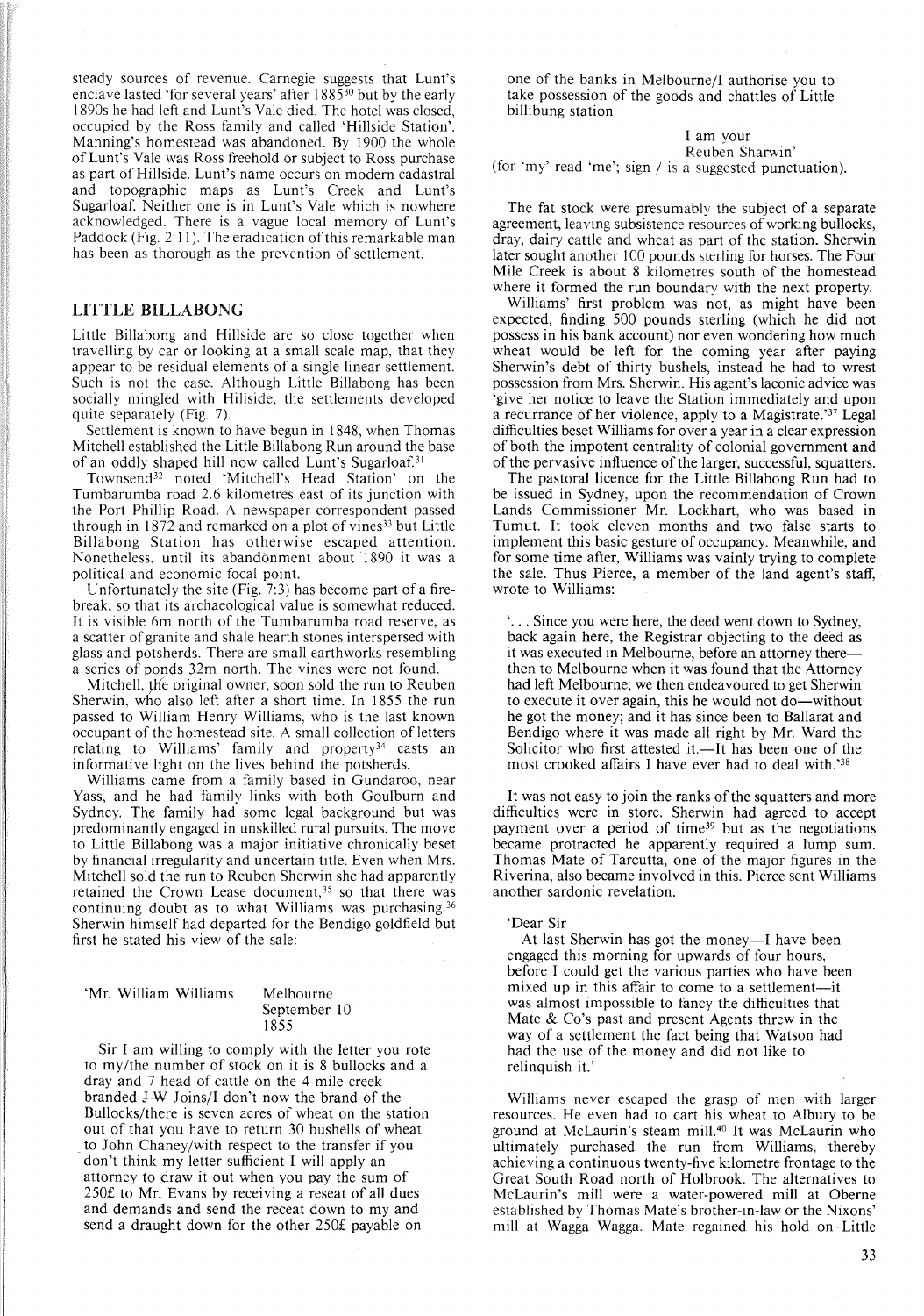steady sources of revenue. Carnegie suggests that Lunt's enclave lasted 'for several years' after 1885[30] but by the early 1890s he had left and Lunt's Vale died. The hotel was closed, occupied by the Ross family and called 'Hillside Station'. Manning's homestead was abandoned. By 1900 the whole of Lunt's Vale was Ross freehold or subject to Ross purchase as part of Hillside. Lunt's name occurs on modern cadastral and topographic maps as Lunt's Creek and Lunt's Sugarloaf. Neither one is in Lunt's Vale which is nowhere acknowledged. There is a vague local memory of Lunt's Paddock (Fig. 2:11). The eradication of this remarkable man has been as thorough as the prevention of settlement.

## LITTLE BILLABONG

Little Billabong and Hillside are so close together when travelling by car or looking at a small scale map, that they appear to be residual elements of a single linear settlement. Such is not the case. Although Little Billabong has been socially mingled with Hillside, the settlements developed quite separately (Fig. 7).

Settlement is known to have begun in 1848, when Thomas Mitchell established the Little Billabong Run around the base of an oddly shaped hill now called Lunt's Sugarloaf.[31]

Townsend[32] noted 'Mitchell's Head Station' on the Tumbarumba road 2.6 kilometres east of its junction with the Port Phillip Road. A newspaper correspondent passed through in 1872 and remarked on a plot of vines[33] but Little Billabong Station has otherwise escaped attention. Nonetheless, until its abandonment about 1890 it was a political and economic focal point.

Unfortunately the site (Fig. 7:3) has become part of a firebreak, so that its archaeological value is somewhat reduced. It is visible 6m north of the Tumbarumba road reserve, as a scatter of granite and shale hearth stones interspersed with glass and potsherds. There are small earthworks resembling a series of ponds 32m north. The vines were not found.

Mitchell, the original owner, soon sold the run to Reuben Sherwin, who also left after a short time. In 1855 the run passed to William Henry Williams, who is the last known occupant of the homestead site. A small collection of letters relating to Williams' family and property[34] casts an informative light on the lives behind the potsherds.

Williams came from a family based in Gundaroo, near Yass, and he had family links with both Goulburn and Sydney. The family had some legal background but was predominantly engaged in unskilled rural pursuits. The move to Little Billabong was a major initiative chronically beset by financial irregularity and uncertain title. Even when Mrs. Mitchell sold the run to Reuben Sherwin she had apparently retained the Crown Lease document,[35] so that there was continuing doubt as to what Williams was purchasing.[36] Sherwin himself had departed for the Bendigo goldfield but first he stated his view of the sale:

> 'Mr. William Williams     Melbourne
> September 10
> 1855
>
> Sir I am willing to comply with the letter you rote to my/the number of stock on it is 8 bullocks and a dray and 7 head of cattle on the 4 mile creek branded ~~J W~~ Joins/I don't now the brand of the Bullocks/there is seven acres of wheat on the station out of that you have to return 30 bushells of wheat to John Chaney/with respect to the transfer if you don't think my letter sufficient I will apply an attorney to draw it out when you pay the sum of 250£ to Mr. Evans by receiving a reseat of all dues and demands and send the receat down to my and send a draught down for the other 250£ payable on one of the banks in Melbourne/I authorise you to take possession of the goods and chattles of Little billibung station
>
> I am your
> Reuben Sharwin'

(for 'my' read 'me'; sign / is a suggested punctuation).

The fat stock were presumably the subject of a separate agreement, leaving subsistence resources of working bullocks, dray, dairy cattle and wheat as part of the station. Sherwin later sought another 100 pounds sterling for horses. The Four Mile Creek is about 8 kilometres south of the homestead where it formed the run boundary with the next property.

Williams' first problem was not, as might have been expected, finding 500 pounds sterling (which he did not possess in his bank account) nor even wondering how much wheat would be left for the coming year after paying Sherwin's debt of thirty bushels, instead he had to wrest possession from Mrs. Sherwin. His agent's laconic advice was 'give her notice to leave the Station immediately and upon a recurrance of her violence, apply to a Magistrate.'[37] Legal difficulties beset Williams for over a year in a clear expression of both the impotent centrality of colonial government and of the pervasive influence of the larger, successful, squatters.

The pastoral licence for the Little Billabong Run had to be issued in Sydney, upon the recommendation of Crown Lands Commissioner Mr. Lockhart, who was based in Tumut. It took eleven months and two false starts to implement this basic gesture of occupancy. Meanwhile, and for some time after, Williams was vainly trying to complete the sale. Thus Pierce, a member of the land agent's staff, wrote to Williams:

> '. . . Since you were here, the deed went down to Sydney, back again here, the Registrar objecting to the deed as it was executed in Melbourne, before an attorney there—then to Melbourne when it was found that the Attorney had left Melbourne; we then endeavoured to get Sherwin to execute it over again, this he would not do—without he got the money; and it has since been to Ballarat and Bendigo where it was made all right by Mr. Ward the Solicitor who first attested it.—It has been one of the most crooked affairs I have ever had to deal with.'[38]

It was not easy to join the ranks of the squatters and more difficulties were in store. Sherwin had agreed to accept payment over a period of time[39] but as the negotiations became protracted he apparently required a lump sum. Thomas Mate of Tarcutta, one of the major figures in the Riverina, also became involved in this. Pierce sent Williams another sardonic revelation.

> 'Dear Sir
>
> At last Sherwin has got the money—I have been engaged this morning for upwards of four hours, before I could get the various parties who have been mixed up in this affair to come to a settlement—it was almost impossible to fancy the difficulties that Mate & Co's past and present Agents threw in the way of a settlement the fact being that Watson had had the use of the money and did not like to relinquish it.'

Williams never escaped the grasp of men with larger resources. He even had to cart his wheat to Albury to be ground at McLaurin's steam mill.[40] It was McLaurin who ultimately purchased the run from Williams, thereby achieving a continuous twenty-five kilometre frontage to the Great South Road north of Holbrook. The alternatives to McLaurin's mill were a water-powered mill at Oberne established by Thomas Mate's brother-in-law or the Nixons' mill at Wagga Wagga. Mate regained his hold on Little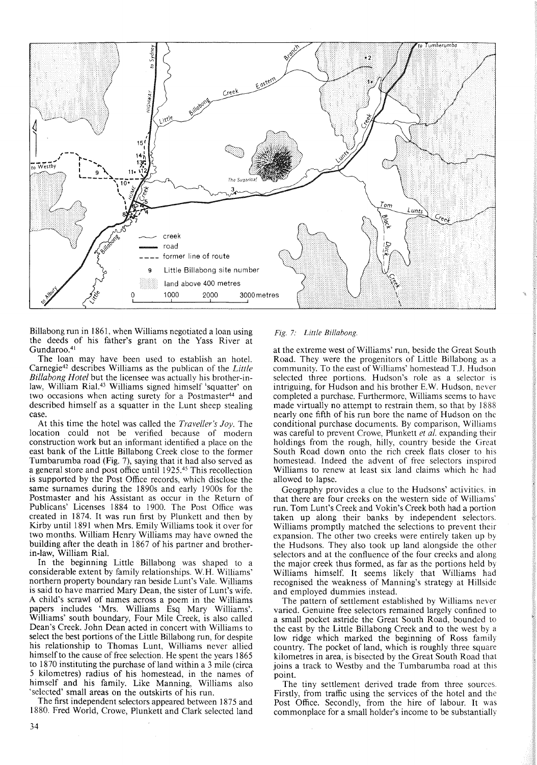to Sydney

HUME HIGHWAY

Little Billabong Creek Eastern Branch

Lunts Creek

The Sugarloaf

Tom Lunts Creek

Black Duck Creek

to Tumberumba

to Westby

to Albury

Billabong Little Creek

creek

road

former line of route

9 Little Billabong site number

land above 400 metres

0 1000 2000 3000 metres

*Fig. 7: Little Billabong.*

Billabong run in 1861, when Williams negotiated a loan using the deeds of his father's grant on the Yass River at Gundaroo.[41]

The loan may have been used to establish an hotel. Carnegie[42] describes Williams as the publican of the *Little Billabong Hotel* but the licensee was actually his brother-in-law, William Rial.[43] Williams signed himself 'squatter' on two occasions when acting surety for a Postmaster[44] and described himself as a squatter in the Lunt sheep stealing case.

At this time the hotel was called the *Traveller's Joy*. The location could not be verified because of modern construction work but an informant identified a place on the east bank of the Little Billabong Creek close to the former Tumbarumba road (Fig. 7), saying that it had also served as a general store and post office until 1925.[45] This recollection is supported by the Post Office records, which disclose the same surnames during the 1890s and early 1900s for the Postmaster and his Assistant as occur in the Return of Publicans' Licenses 1884 to 1900. The Post Office was created in 1874. It was run first by Plunkett and then by Kirby until 1891 when Mrs. Emily Williams took it over for two months. William Henry Williams may have owned the building after the death in 1867 of his partner and brother-in-law, William Rial.

In the beginning Little Billabong was shaped to a considerable extent by family relationships. W.H. Williams' northern property boundary ran beside Lunt's Vale. Williams is said to have married Mary Dean, the sister of Lunt's wife. A child's scrawl of names across a poem in the Williams papers includes 'Mrs. Williams Esq Mary Williams'. Williams' south boundary, Four Mile Creek, is also called Dean's Creek. John Dean acted in concert with Williams to select the best portions of the Little Billabong run, for despite his relationship to Thomas Lunt, Williams never allied himself to the cause of free selection. He spent the years 1865 to 1870 instituting the purchase of land within a 3 mile (circa 5 kilometres) radius of his homestead, in the names of himself and his family. Like Manning, Williams also 'selected' small areas on the outskirts of his run.

The first independent selectors appeared between 1875 and 1880. Fred World, Crowe, Plunkett and Clark selected land at the extreme west of Williams' run, beside the Great South Road. They were the progenitors of Little Billabong as a community. To the east of Williams' homestead T.J. Hudson selected three portions. Hudson's role as a selector is intriguing, for Hudson and his brother E.W. Hudson, never completed a purchase. Furthermore, Williams seems to have made virtually no attempt to restrain them, so that by 1888 nearly one fifth of his run bore the name of Hudson on the conditional purchase documents. By comparison, Williams was careful to prevent Crowe, Plunkett *et al.* expanding their holdings from the rough, hilly, country beside the Great South Road down onto the rich creek flats closer to his homestead. Indeed the advent of free selectors inspired Williams to renew at least six land claims which he had allowed to lapse.

Geography provides a clue to the Hudsons' activities, in that there are four creeks on the western side of Williams' run. Tom Lunt's Creek and Vokin's Creek both had a portion taken up along their banks by independent selectors. Williams promptly matched the selections to prevent their expansion. The other two creeks were entirely taken up by the Hudsons. They also took up land alongside the other selectors and at the confluence of the four creeks and along the major creek thus formed, as far as the portions held by Williams himself. It seems likely that Williams had recognised the weakness of Manning's strategy at Hillside and employed dummies instead.

The pattern of settlement established by Williams never varied. Genuine free selectors remained largely confined to a small pocket astride the Great South Road, bounded to the east by the Little Billabong Creek and to the west by a low ridge which marked the beginning of Ross family country. The pocket of land, which is roughly three square kilometres in area, is bisected by the Great South Road that joins a track to Westby and the Tumbarumba road at this point.

The tiny settlement derived trade from three sources. Firstly, from traffic using the services of the hotel and the Post Office. Secondly, from the hire of labour. It was commonplace for a small holder's income to be substantially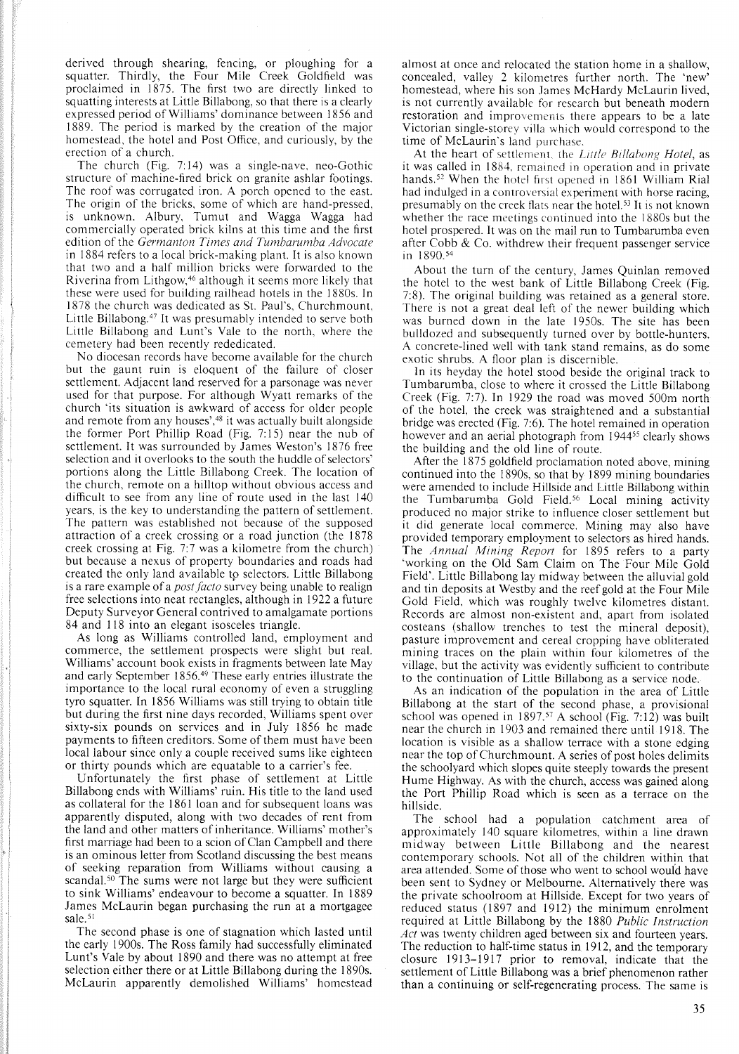derived through shearing, fencing, or ploughing for a squatter. Thirdly, the Four Mile Creek Goldfield was proclaimed in 1875. The first two are directly linked to squatting interests at Little Billabong, so that there is a clearly expressed period of Williams' dominance between 1856 and 1889. The period is marked by the creation of the major homestead, the hotel and Post Office, and curiously, by the erection of a church.

The church (Fig. 7:14) was a single-nave, neo-Gothic structure of machine-fired brick on granite ashlar footings. The roof was corrugated iron. A porch opened to the east. The origin of the bricks, some of which are hand-pressed, is unknown. Albury, Tumut and Wagga Wagga had commercially operated brick kilns at this time and the first edition of the *Germanton Times and Tumbarumba Advocate* in 1884 refers to a local brick-making plant. It is also known that two and a half million bricks were forwarded to the Riverina from Lithgow,[46] although it seems more likely that these were used for building railhead hotels in the 1880s. In 1878 the church was dedicated as St. Paul's, Churchmount, Little Billabong.[47] It was presumably intended to serve both Little Billabong and Lunt's Vale to the north, where the cemetery had been recently rededicated.

No diocesan records have become available for the church but the gaunt ruin is eloquent of the failure of closer settlement. Adjacent land reserved for a parsonage was never used for that purpose. For although Wyatt remarks of the church 'its situation is awkward of access for older people and remote from any houses',[48] it was actually built alongside the former Port Phillip Road (Fig. 7:15) near the nub of settlement. It was surrounded by James Weston's 1876 free selection and it overlooks to the south the huddle of selectors' portions along the Little Billabong Creek. The location of the church, remote on a hilltop without obvious access and difficult to see from any line of route used in the last 140 years, is the key to understanding the pattern of settlement. The pattern was established not because of the supposed attraction of a creek crossing or a road junction (the 1878 creek crossing at Fig. 7:7 was a kilometre from the church) but because a nexus of property boundaries and roads had created the only land available to selectors. Little Billabong is a rare example of a *post facto* survey being unable to realign free selections into neat rectangles, although in 1922 a future Deputy Surveyor General contrived to amalgamate portions 84 and 118 into an elegant isosceles triangle.

As long as Williams controlled land, employment and commerce, the settlement prospects were slight but real. Williams' account book exists in fragments between late May and early September 1856.[49] These early entries illustrate the importance to the local rural economy of even a struggling tyro squatter. In 1856 Williams was still trying to obtain title but during the first nine days recorded, Williams spent over sixty-six pounds on services and in July 1856 he made payments to fifteen creditors. Some of them must have been local labour since only a couple received sums like eighteen or thirty pounds which are equatable to a carrier's fee.

Unfortunately the first phase of settlement at Little Billabong ends with Williams' ruin. His title to the land used as collateral for the 1861 loan and for subsequent loans was apparently disputed, along with two decades of rent from the land and other matters of inheritance. Williams' mother's first marriage had been to a scion of Clan Campbell and there is an ominous letter from Scotland discussing the best means of seeking reparation from Williams without causing a scandal.[50] The sums were not large but they were sufficient to sink Williams' endeavour to become a squatter. In 1889 James McLaurin began purchasing the run at a mortgagee sale.[51]

The second phase is one of stagnation which lasted until the early 1900s. The Ross family had successfully eliminated Lunt's Vale by about 1890 and there was no attempt at free selection either there or at Little Billabong during the 1890s. McLaurin apparently demolished Williams' homestead almost at once and relocated the station home in a shallow, concealed, valley 2 kilometres further north. The 'new' homestead, where his son James McHardy McLaurin lived, is not currently available for research but beneath modern restoration and improvements there appears to be a late Victorian single-storey villa which would correspond to the time of McLaurin's land purchase.

At the heart of settlement, the *Little Billabong Hotel*, as it was called in 1884, remained in operation and in private hands.[52] When the hotel first opened in 1861 William Rial had indulged in a controversial experiment with horse racing, presumably on the creek flats near the hotel.[53] It is not known whether the race meetings continued into the 1880s but the hotel prospered. It was on the mail run to Tumbarumba even after Cobb & Co. withdrew their frequent passenger service in 1890.[54]

About the turn of the century, James Quinlan removed the hotel to the west bank of Little Billabong Creek (Fig. 7:8). The original building was retained as a general store. There is not a great deal left of the newer building which was burned down in the late 1950s. The site has been bulldozed and subsequently turned over by bottle-hunters. A concrete-lined well with tank stand remains, as do some exotic shrubs. A floor plan is discernible.

In its heyday the hotel stood beside the original track to Tumbarumba, close to where it crossed the Little Billabong Creek (Fig. 7:7). In 1929 the road was moved 500m north of the hotel, the creek was straightened and a substantial bridge was erected (Fig. 7:6). The hotel remained in operation however and an aerial photograph from 1944[55] clearly shows the building and the old line of route.

After the 1875 goldfield proclamation noted above, mining continued into the 1890s, so that by 1899 mining boundaries were amended to include Hillside and Little Billabong within the Tumbarumba Gold Field.[56] Local mining activity produced no major strike to influence closer settlement but it did generate local commerce. Mining may also have provided temporary employment to selectors as hired hands. The *Annual Mining Report* for 1895 refers to a party 'working on the Old Sam Claim on The Four Mile Gold Field'. Little Billabong lay midway between the alluvial gold and tin deposits at Westby and the reef gold at the Four Mile Gold Field, which was roughly twelve kilometres distant. Records are almost non-existent and, apart from isolated costeans (shallow trenches to test the mineral deposit), pasture improvement and cereal cropping have obliterated mining traces on the plain within four kilometres of the village, but the activity was evidently sufficient to contribute to the continuation of Little Billabong as a service node.

As an indication of the population in the area of Little Billabong at the start of the second phase, a provisional school was opened in 1897.[57] A school (Fig. 7:12) was built near the church in 1903 and remained there until 1918. The location is visible as a shallow terrace with a stone edging near the top of Churchmount. A series of post holes delimits the schoolyard which slopes quite steeply towards the present Hume Highway. As with the church, access was gained along the Port Phillip Road which is seen as a terrace on the hillside.

The school had a population catchment area of approximately 140 square kilometres, within a line drawn midway between Little Billabong and the nearest contemporary schools. Not all of the children within that area attended. Some of those who went to school would have been sent to Sydney or Melbourne. Alternatively there was the private schoolroom at Hillside. Except for two years of reduced status (1897 and 1912) the minimum enrolment required at Little Billabong by the 1880 *Public Instruction Act* was twenty children aged between six and fourteen years. The reduction to half-time status in 1912, and the temporary closure 1913–1917 prior to removal, indicate that the settlement of Little Billabong was a brief phenomenon rather than a continuing or self-regenerating process. The same is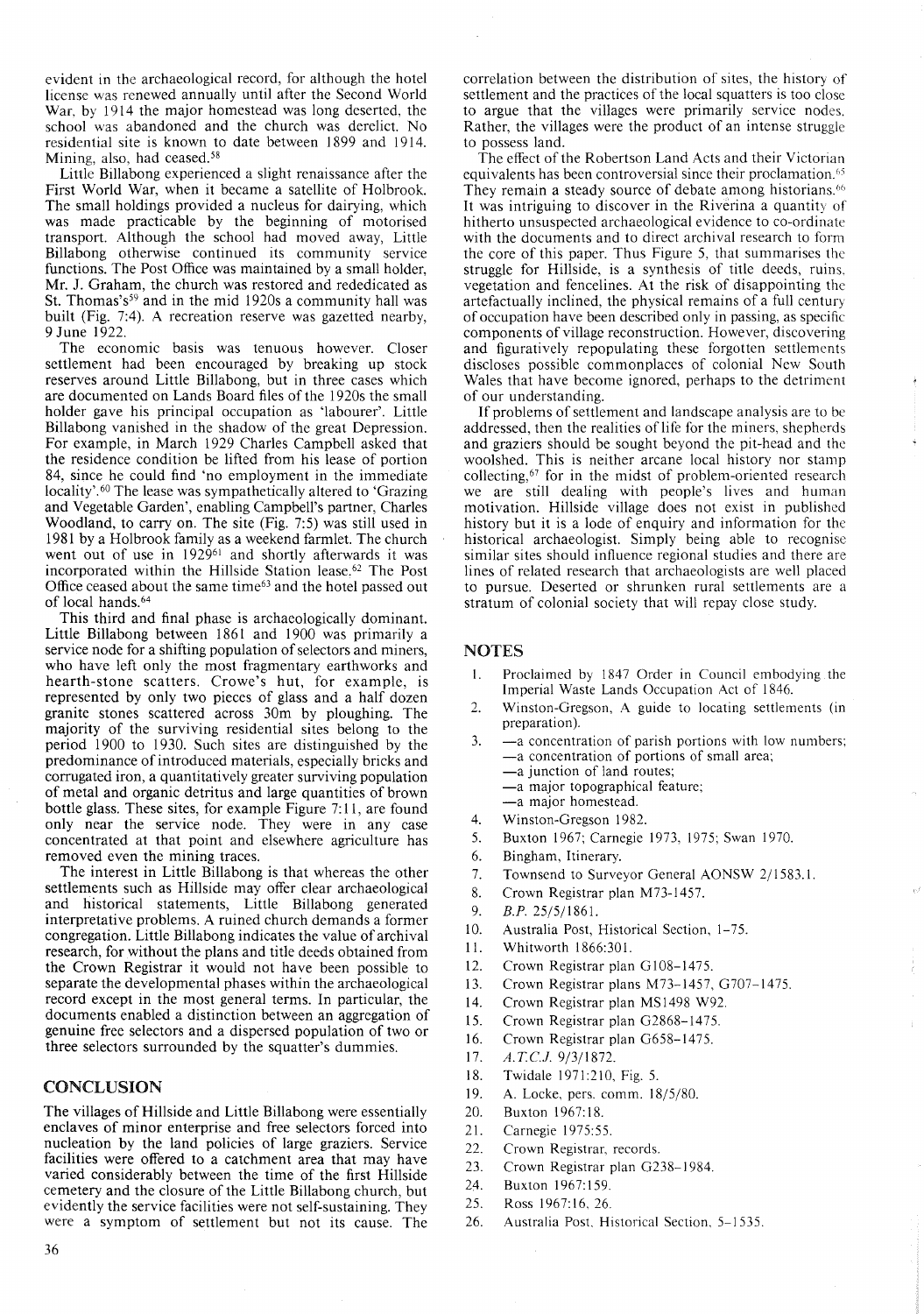evident in the archaeological record, for although the hotel license was renewed annually until after the Second World War, by 1914 the major homestead was long deserted, the school was abandoned and the church was derelict. No residential site is known to date between 1899 and 1914. Mining, also, had ceased.[58]

Little Billabong experienced a slight renaissance after the First World War, when it became a satellite of Holbrook. The small holdings provided a nucleus for dairying, which was made practicable by the beginning of motorised transport. Although the school had moved away, Little Billabong otherwise continued its community service functions. The Post Office was maintained by a small holder, Mr. J. Graham, the church was restored and rededicated as St. Thomas's[59] and in the mid 1920s a community hall was built (Fig. 7:4). A recreation reserve was gazetted nearby, 9 June 1922.

The economic basis was tenuous however. Closer settlement had been encouraged by breaking up stock reserves around Little Billabong, but in three cases which are documented on Lands Board files of the 1920s the small holder gave his principal occupation as 'labourer'. Little Billabong vanished in the shadow of the great Depression. For example, in March 1929 Charles Campbell asked that the residence condition be lifted from his lease of portion 84, since he could find 'no employment in the immediate locality'.[60] The lease was sympathetically altered to 'Grazing and Vegetable Garden', enabling Campbell's partner, Charles Woodland, to carry on. The site (Fig. 7:5) was still used in 1981 by a Holbrook family as a weekend farmlet. The church went out of use in 1929[61] and shortly afterwards it was incorporated within the Hillside Station lease.[62] The Post Office ceased about the same time[63] and the hotel passed out of local hands.[64]

This third and final phase is archaeologically dominant. Little Billabong between 1861 and 1900 was primarily a service node for a shifting population of selectors and miners, who have left only the most fragmentary earthworks and hearth-stone scatters. Crowe's hut, for example, is represented by only two pieces of glass and a half dozen granite stones scattered across 30m by ploughing. The majority of the surviving residential sites belong to the period 1900 to 1930. Such sites are distinguished by the predominance of introduced materials, especially bricks and corrugated iron, a quantitatively greater surviving population of metal and organic detritus and large quantities of brown bottle glass. These sites, for example Figure 7:11, are found only near the service node. They were in any case concentrated at that point and elsewhere agriculture has removed even the mining traces.

The interest in Little Billabong is that whereas the other settlements such as Hillside may offer clear archaeological and historical statements, Little Billabong generated interpretative problems. A ruined church demands a former congregation. Little Billabong indicates the value of archival research, for without the plans and title deeds obtained from the Crown Registrar it would not have been possible to separate the developmental phases within the archaeological record except in the most general terms. In particular, the documents enabled a distinction between an aggregation of genuine free selectors and a dispersed population of two or three selectors surrounded by the squatter's dummies.

## CONCLUSION

The villages of Hillside and Little Billabong were essentially enclaves of minor enterprise and free selectors forced into nucleation by the land policies of large graziers. Service facilities were offered to a catchment area that may have varied considerably between the time of the first Hillside cemetery and the closure of the Little Billabong church, but evidently the service facilities were not self-sustaining. They were a symptom of settlement but not its cause. The correlation between the distribution of sites, the history of settlement and the practices of the local squatters is too close to argue that the villages were primarily service nodes. Rather, the villages were the product of an intense struggle to possess land.

The effect of the Robertson Land Acts and their Victorian equivalents has been controversial since their proclamation.[65] They remain a steady source of debate among historians.[66] It was intriguing to discover in the Riverina a quantity of hitherto unsuspected archaeological evidence to co-ordinate with the documents and to direct archival research to form the core of this paper. Thus Figure 5, that summarises the struggle for Hillside, is a synthesis of title deeds, ruins, vegetation and fencelines. At the risk of disappointing the artefactually inclined, the physical remains of a full century of occupation have been described only in passing, as specific components of village reconstruction. However, discovering and figuratively repopulating these forgotten settlements discloses possible commonplaces of colonial New South Wales that have become ignored, perhaps to the detriment of our understanding.

If problems of settlement and landscape analysis are to be addressed, then the realities of life for the miners, shepherds and graziers should be sought beyond the pit-head and the woolshed. This is neither arcane local history nor stamp collecting,[67] for in the midst of problem-oriented research we are still dealing with people's lives and human motivation. Hillside village does not exist in published history but it is a lode of enquiry and information for the historical archaeologist. Simply being able to recognise similar sites should influence regional studies and there are lines of related research that archaeologists are well placed to pursue. Deserted or shrunken rural settlements are a stratum of colonial society that will repay close study.

## NOTES

1. Proclaimed by 1847 Order in Council embodying the Imperial Waste Lands Occupation Act of 1846.
2. Winston-Gregson, A guide to locating settlements (in preparation).
3. —a concentration of parish portions with low numbers;
   —a concentration of portions of small area;
   —a junction of land routes;
   —a major topographical feature;
   —a major homestead.
4. Winston-Gregson 1982.
5. Buxton 1967; Carnegie 1973, 1975; Swan 1970.
6. Bingham, Itinerary.
7. Townsend to Surveyor General AONSW 2/1583.1.
8. Crown Registrar plan M73-1457.
9. *B.P.* 25/5/1861.
10. Australia Post, Historical Section, 1-75.
11. Whitworth 1866:301.
12. Crown Registrar plan G108-1475.
13. Crown Registrar plans M73-1457, G707-1475.
14. Crown Registrar plan MS1498 W92.
15. Crown Registrar plan G2868-1475.
16. Crown Registrar plan G658-1475.
17. *A.T.C.J.* 9/3/1872.
18. Twidale 1971:210, Fig. 5.
19. A. Locke, pers. comm. 18/5/80.
20. Buxton 1967:18.
21. Carnegie 1975:55.
22. Crown Registrar, records.
23. Crown Registrar plan G238-1984.
24. Buxton 1967:159.
25. Ross 1967:16, 26.
26. Australia Post, Historical Section, 5-1535.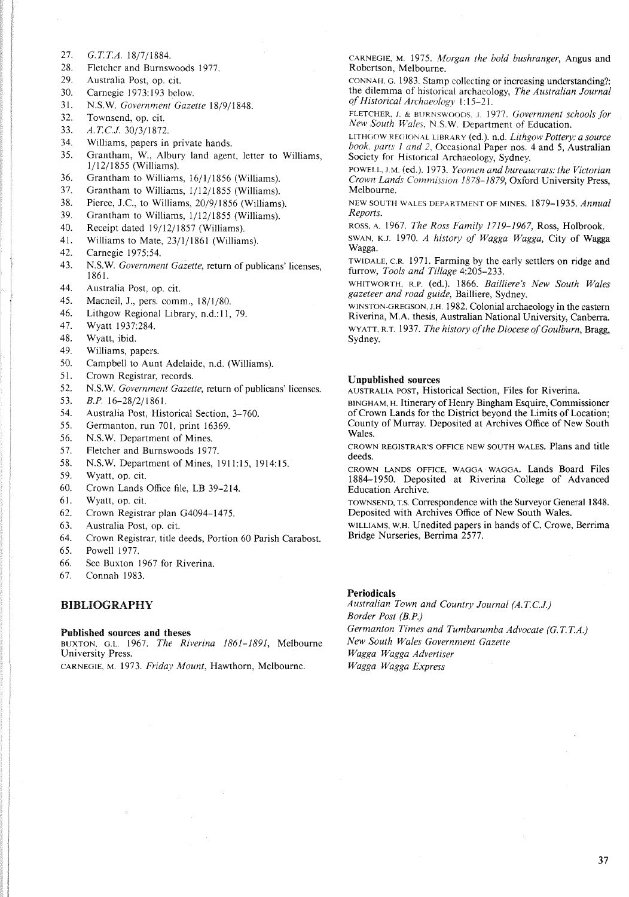27. *G.T.T.A.* 18/7/1884.
28. Fletcher and Burnswoods 1977.
29. Australia Post, op. cit.
30. Carnegie 1973:193 below.
31. N.S.W. *Government Gazette* 18/9/1848.
32. Townsend, op. cit.
33. *A.T.C.J.* 30/3/1872.
34. Williams, papers in private hands.
35. Grantham, W., Albury land agent, letter to Williams, 1/12/1855 (Williams).
36. Grantham to Williams, 16/1/1856 (Williams).
37. Grantham to Williams, 1/12/1855 (Williams).
38. Pierce, J.C., to Williams, 20/9/1856 (Williams).
39. Grantham to Williams, 1/12/1855 (Williams).
40. Receipt dated 19/12/1857 (Williams).
41. Williams to Mate, 23/1/1861 (Williams).
42. Carnegie 1975:54.
43. N.S.W. *Government Gazette*, return of publicans' licenses, 1861.
44. Australia Post, op. cit.
45. Macneil, J., pers. comm., 18/1/80.
46. Lithgow Regional Library, n.d.:11, 79.
47. Wyatt 1937:284.
48. Wyatt, ibid.
49. Williams, papers.
50. Campbell to Aunt Adelaide, n.d. (Williams).
51. Crown Registrar, records.
52. N.S.W. *Government Gazette*, return of publicans' licenses.
53. *B.P.* 16–28/2/1861.
54. Australia Post, Historical Section, 3–760.
55. Germanton, run 701, print 16369.
56. N.S.W. Department of Mines.
57. Fletcher and Burnswoods 1977.
58. N.S.W. Department of Mines, 1911:15, 1914:15.
59. Wyatt, op. cit.
60. Crown Lands Office file, LB 39–214.
61. Wyatt, op. cit.
62. Crown Registrar plan G4094–1475.
63. Australia Post, op. cit.
64. Crown Registrar, title deeds, Portion 60 Parish Carabost.
65. Powell 1977.
66. See Buxton 1967 for Riverina.
67. Connah 1983.

## BIBLIOGRAPHY

### Published sources and theses

BUXTON, G.L. 1967. *The Riverina 1861–1891*, Melbourne University Press.

CARNEGIE, M. 1973. *Friday Mount*, Hawthorn, Melbourne.

CARNEGIE, M. 1975. *Morgan the bold bushranger*, Angus and Robertson, Melbourne.

CONNAH, G. 1983. Stamp collecting or increasing understanding?: the dilemma of historical archaeology, *The Australian Journal of Historical Archaeology* 1:15–21.

FLETCHER, J. & BURNSWOODS, J. 1977. *Government schools for New South Wales*, N.S.W. Department of Education.

LITHGOW REGIONAL LIBRARY (ed.). n.d. *Lithgow Pottery: a source book, parts 1 and 2*, Occasional Paper nos. 4 and 5, Australian Society for Historical Archaeology, Sydney.

POWELL, J.M. (ed.). 1973. *Yeomen and bureaucrats: the Victorian Crown Lands Commission 1878–1879*, Oxford University Press, Melbourne.

NEW SOUTH WALES DEPARTMENT OF MINES. 1879–1935. *Annual Reports.*

ROSS, A. 1967. *The Ross Family 1719–1967*, Ross, Holbrook.

SWAN, K.J. 1970. *A history of Wagga Wagga*, City of Wagga Wagga.

TWIDALE, C.R. 1971. Farming by the early settlers on ridge and furrow, *Tools and Tillage* 4:205–233.

WHITWORTH, R.P. (ed.). 1866. *Bailliere's New South Wales gazeteer and road guide*, Bailliere, Sydney.

WINSTON-GREGSON, J.H. 1982. Colonial archaeology in the eastern Riverina, M.A. thesis, Australian National University, Canberra.

WYATT, R.T. 1937. *The history of the Diocese of Goulburn*, Bragg, Sydney.

### Unpublished sources

AUSTRALIA POST, Historical Section, Files for Riverina.

BINGHAM, H. Itinerary of Henry Bingham Esquire, Commissioner of Crown Lands for the District beyond the Limits of Location; County of Murray. Deposited at Archives Office of New South Wales.

CROWN REGISTRAR'S OFFICE NEW SOUTH WALES. Plans and title deeds.

CROWN LANDS OFFICE, WAGGA WAGGA. Lands Board Files 1884–1950. Deposited at Riverina College of Advanced Education Archive.

TOWNSEND, T.S. Correspondence with the Surveyor General 1848. Deposited with Archives Office of New South Wales.

WILLIAMS, W.H. Unedited papers in hands of C. Crowe, Berrima Bridge Nurseries, Berrima 2577.

### Periodicals

*Australian Town and Country Journal (A.T.C.J.)*
*Border Post (B.P.)*
*Germanton Times and Tumbarumba Advocate (G.T.T.A.)*
*New South Wales Government Gazette*
*Wagga Wagga Advertiser*
*Wagga Wagga Express*